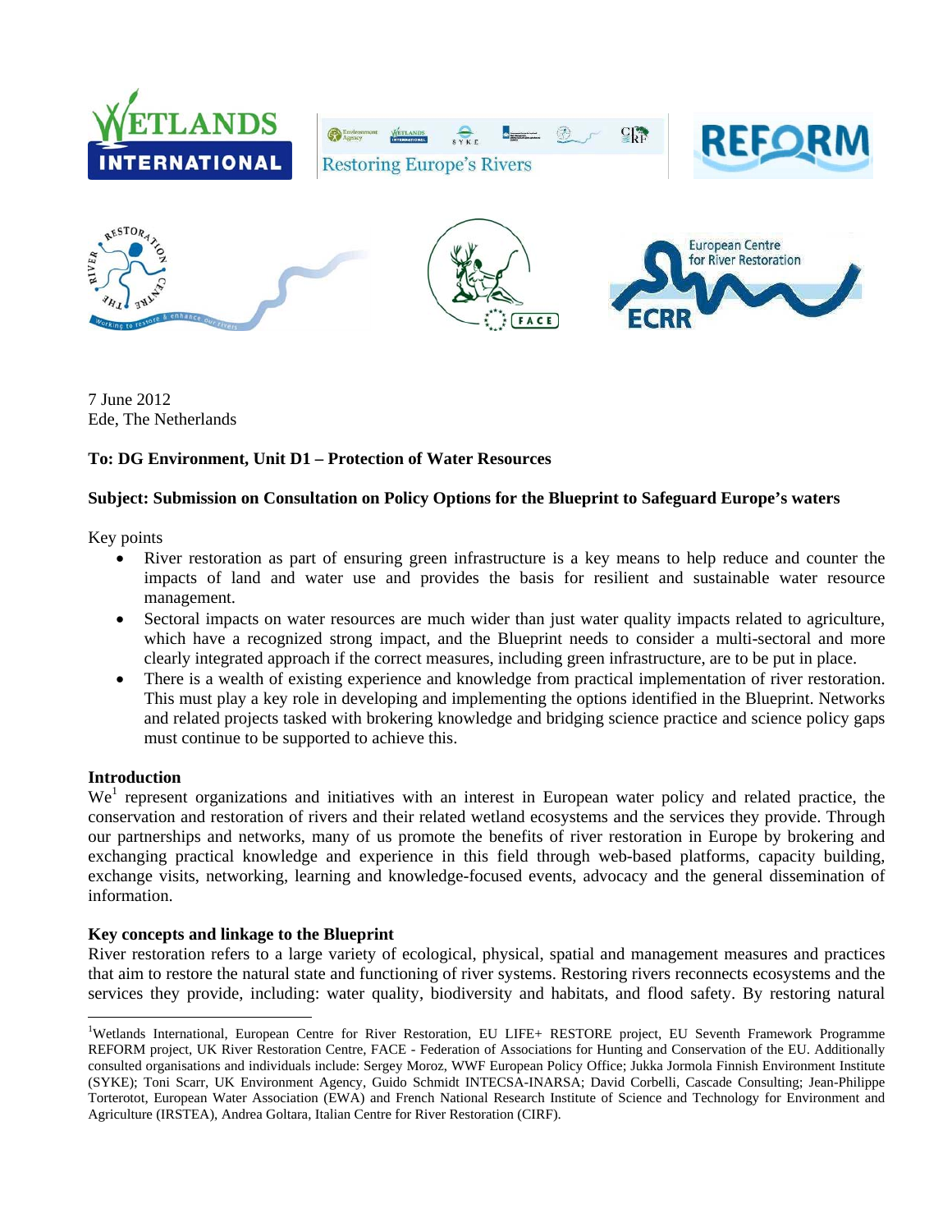7 June 2012
Ede, The Netherlands

**To: DG Environment, Unit D1 – Protection of Water Resources**

**Subject: Submission on Consultation on Policy Options for the Blueprint to Safeguard Europe's waters**

Key points

- River restoration as part of ensuring green infrastructure is a key means to help reduce and counter the impacts of land and water use and provides the basis for resilient and sustainable water resource management.
- Sectoral impacts on water resources are much wider than just water quality impacts related to agriculture, which have a recognized strong impact, and the Blueprint needs to consider a multi-sectoral and more clearly integrated approach if the correct measures, including green infrastructure, are to be put in place.
- There is a wealth of existing experience and knowledge from practical implementation of river restoration. This must play a key role in developing and implementing the options identified in the Blueprint. Networks and related projects tasked with brokering knowledge and bridging science practice and science policy gaps must continue to be supported to achieve this.

**Introduction**

We[1] represent organizations and initiatives with an interest in European water policy and related practice, the conservation and restoration of rivers and their related wetland ecosystems and the services they provide. Through our partnerships and networks, many of us promote the benefits of river restoration in Europe by brokering and exchanging practical knowledge and experience in this field through web-based platforms, capacity building, exchange visits, networking, learning and knowledge-focused events, advocacy and the general dissemination of information.

**Key concepts and linkage to the Blueprint**

River restoration refers to a large variety of ecological, physical, spatial and management measures and practices that aim to restore the natural state and functioning of river systems. Restoring rivers reconnects ecosystems and the services they provide, including: water quality, biodiversity and habitats, and flood safety. By restoring natural

[1] Wetlands International, European Centre for River Restoration, EU LIFE+ RESTORE project, EU Seventh Framework Programme REFORM project, UK River Restoration Centre, FACE - Federation of Associations for Hunting and Conservation of the EU. Additionally consulted organisations and individuals include: Sergey Moroz, WWF European Policy Office; Jukka Jormola Finnish Environment Institute (SYKE); Toni Scarr, UK Environment Agency, Guido Schmidt INTECSA-INARSA; David Corbelli, Cascade Consulting; Jean-Philippe Torterotot, European Water Association (EWA) and French National Research Institute of Science and Technology for Environment and Agriculture (IRSTEA), Andrea Goltara, Italian Centre for River Restoration (CIRF).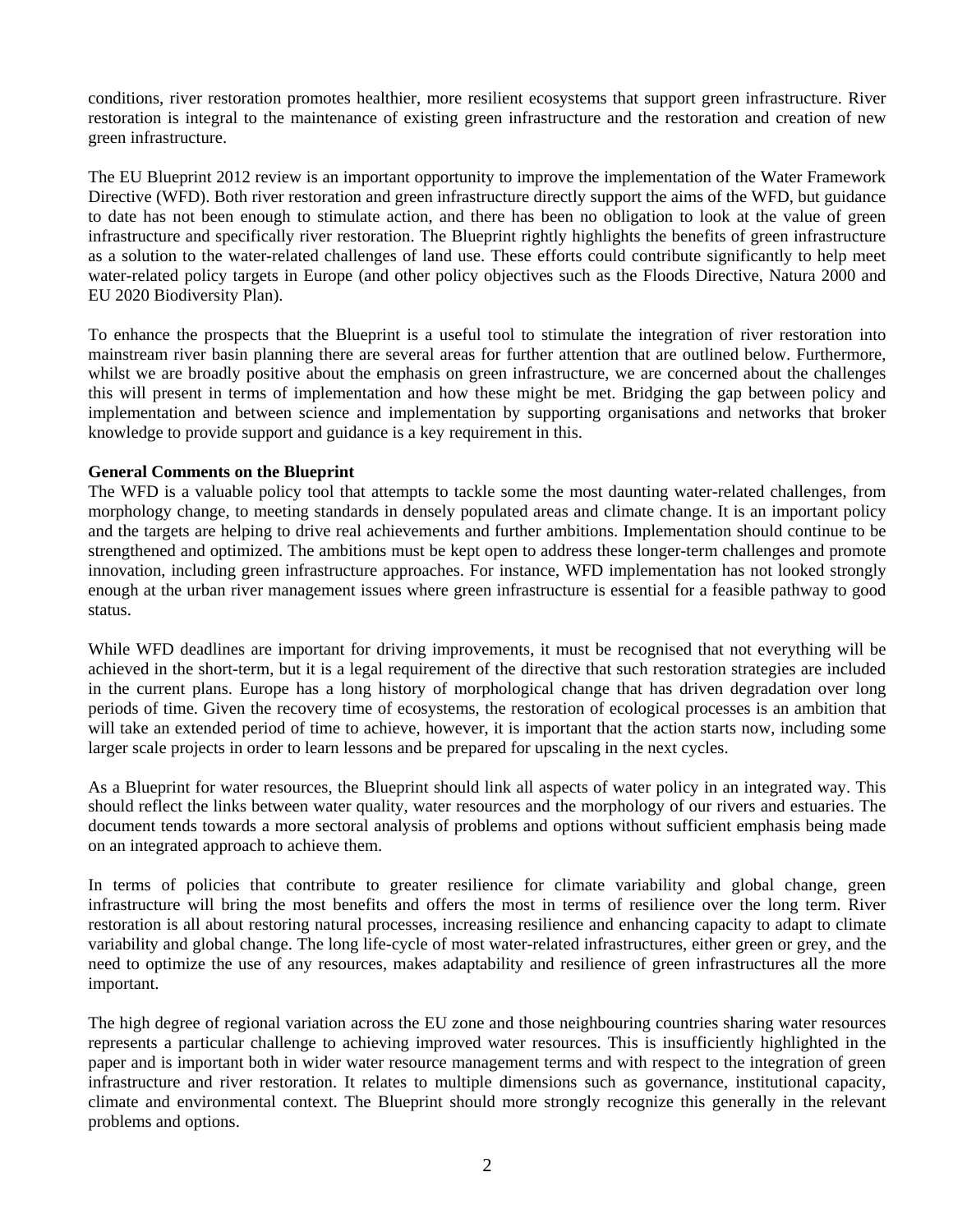conditions, river restoration promotes healthier, more resilient ecosystems that support green infrastructure. River restoration is integral to the maintenance of existing green infrastructure and the restoration and creation of new green infrastructure.

The EU Blueprint 2012 review is an important opportunity to improve the implementation of the Water Framework Directive (WFD). Both river restoration and green infrastructure directly support the aims of the WFD, but guidance to date has not been enough to stimulate action, and there has been no obligation to look at the value of green infrastructure and specifically river restoration. The Blueprint rightly highlights the benefits of green infrastructure as a solution to the water-related challenges of land use. These efforts could contribute significantly to help meet water-related policy targets in Europe (and other policy objectives such as the Floods Directive, Natura 2000 and EU 2020 Biodiversity Plan).

To enhance the prospects that the Blueprint is a useful tool to stimulate the integration of river restoration into mainstream river basin planning there are several areas for further attention that are outlined below. Furthermore, whilst we are broadly positive about the emphasis on green infrastructure, we are concerned about the challenges this will present in terms of implementation and how these might be met. Bridging the gap between policy and implementation and between science and implementation by supporting organisations and networks that broker knowledge to provide support and guidance is a key requirement in this.

**General Comments on the Blueprint**

The WFD is a valuable policy tool that attempts to tackle some the most daunting water-related challenges, from morphology change, to meeting standards in densely populated areas and climate change. It is an important policy and the targets are helping to drive real achievements and further ambitions. Implementation should continue to be strengthened and optimized. The ambitions must be kept open to address these longer-term challenges and promote innovation, including green infrastructure approaches. For instance, WFD implementation has not looked strongly enough at the urban river management issues where green infrastructure is essential for a feasible pathway to good status.

While WFD deadlines are important for driving improvements, it must be recognised that not everything will be achieved in the short-term, but it is a legal requirement of the directive that such restoration strategies are included in the current plans. Europe has a long history of morphological change that has driven degradation over long periods of time. Given the recovery time of ecosystems, the restoration of ecological processes is an ambition that will take an extended period of time to achieve, however, it is important that the action starts now, including some larger scale projects in order to learn lessons and be prepared for upscaling in the next cycles.

As a Blueprint for water resources, the Blueprint should link all aspects of water policy in an integrated way. This should reflect the links between water quality, water resources and the morphology of our rivers and estuaries. The document tends towards a more sectoral analysis of problems and options without sufficient emphasis being made on an integrated approach to achieve them.

In terms of policies that contribute to greater resilience for climate variability and global change, green infrastructure will bring the most benefits and offers the most in terms of resilience over the long term. River restoration is all about restoring natural processes, increasing resilience and enhancing capacity to adapt to climate variability and global change. The long life-cycle of most water-related infrastructures, either green or grey, and the need to optimize the use of any resources, makes adaptability and resilience of green infrastructures all the more important.

The high degree of regional variation across the EU zone and those neighbouring countries sharing water resources represents a particular challenge to achieving improved water resources. This is insufficiently highlighted in the paper and is important both in wider water resource management terms and with respect to the integration of green infrastructure and river restoration. It relates to multiple dimensions such as governance, institutional capacity, climate and environmental context. The Blueprint should more strongly recognize this generally in the relevant problems and options.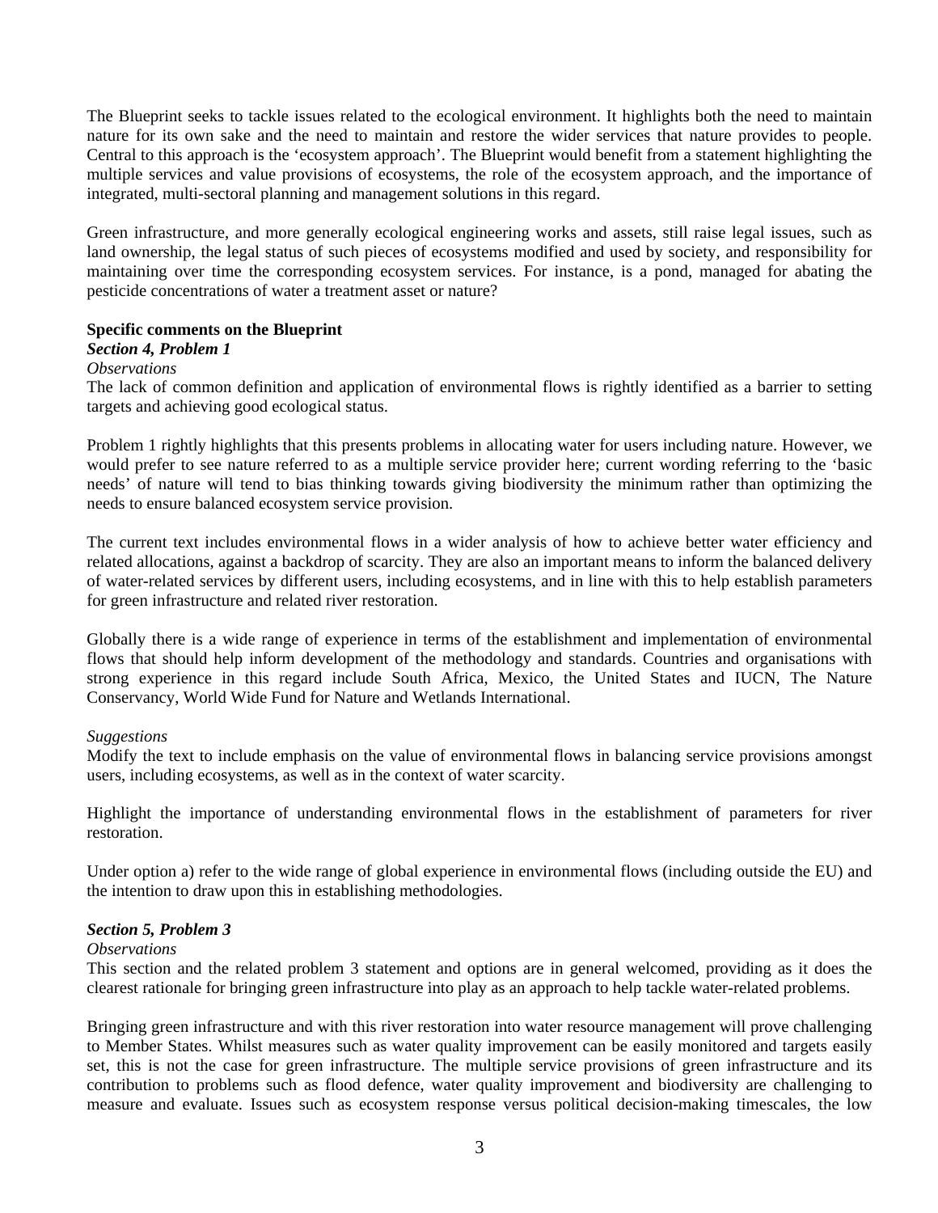The Blueprint seeks to tackle issues related to the ecological environment. It highlights both the need to maintain nature for its own sake and the need to maintain and restore the wider services that nature provides to people. Central to this approach is the 'ecosystem approach'. The Blueprint would benefit from a statement highlighting the multiple services and value provisions of ecosystems, the role of the ecosystem approach, and the importance of integrated, multi-sectoral planning and management solutions in this regard.

Green infrastructure, and more generally ecological engineering works and assets, still raise legal issues, such as land ownership, the legal status of such pieces of ecosystems modified and used by society, and responsibility for maintaining over time the corresponding ecosystem services. For instance, is a pond, managed for abating the pesticide concentrations of water a treatment asset or nature?

**Specific comments on the Blueprint**

***Section 4, Problem 1***

*Observations*

The lack of common definition and application of environmental flows is rightly identified as a barrier to setting targets and achieving good ecological status.

Problem 1 rightly highlights that this presents problems in allocating water for users including nature. However, we would prefer to see nature referred to as a multiple service provider here; current wording referring to the 'basic needs' of nature will tend to bias thinking towards giving biodiversity the minimum rather than optimizing the needs to ensure balanced ecosystem service provision.

The current text includes environmental flows in a wider analysis of how to achieve better water efficiency and related allocations, against a backdrop of scarcity. They are also an important means to inform the balanced delivery of water-related services by different users, including ecosystems, and in line with this to help establish parameters for green infrastructure and related river restoration.

Globally there is a wide range of experience in terms of the establishment and implementation of environmental flows that should help inform development of the methodology and standards. Countries and organisations with strong experience in this regard include South Africa, Mexico, the United States and IUCN, The Nature Conservancy, World Wide Fund for Nature and Wetlands International.

*Suggestions*

Modify the text to include emphasis on the value of environmental flows in balancing service provisions amongst users, including ecosystems, as well as in the context of water scarcity.

Highlight the importance of understanding environmental flows in the establishment of parameters for river restoration.

Under option a) refer to the wide range of global experience in environmental flows (including outside the EU) and the intention to draw upon this in establishing methodologies.

***Section 5, Problem 3***

*Observations*

This section and the related problem 3 statement and options are in general welcomed, providing as it does the clearest rationale for bringing green infrastructure into play as an approach to help tackle water-related problems.

Bringing green infrastructure and with this river restoration into water resource management will prove challenging to Member States. Whilst measures such as water quality improvement can be easily monitored and targets easily set, this is not the case for green infrastructure. The multiple service provisions of green infrastructure and its contribution to problems such as flood defence, water quality improvement and biodiversity are challenging to measure and evaluate. Issues such as ecosystem response versus political decision-making timescales, the low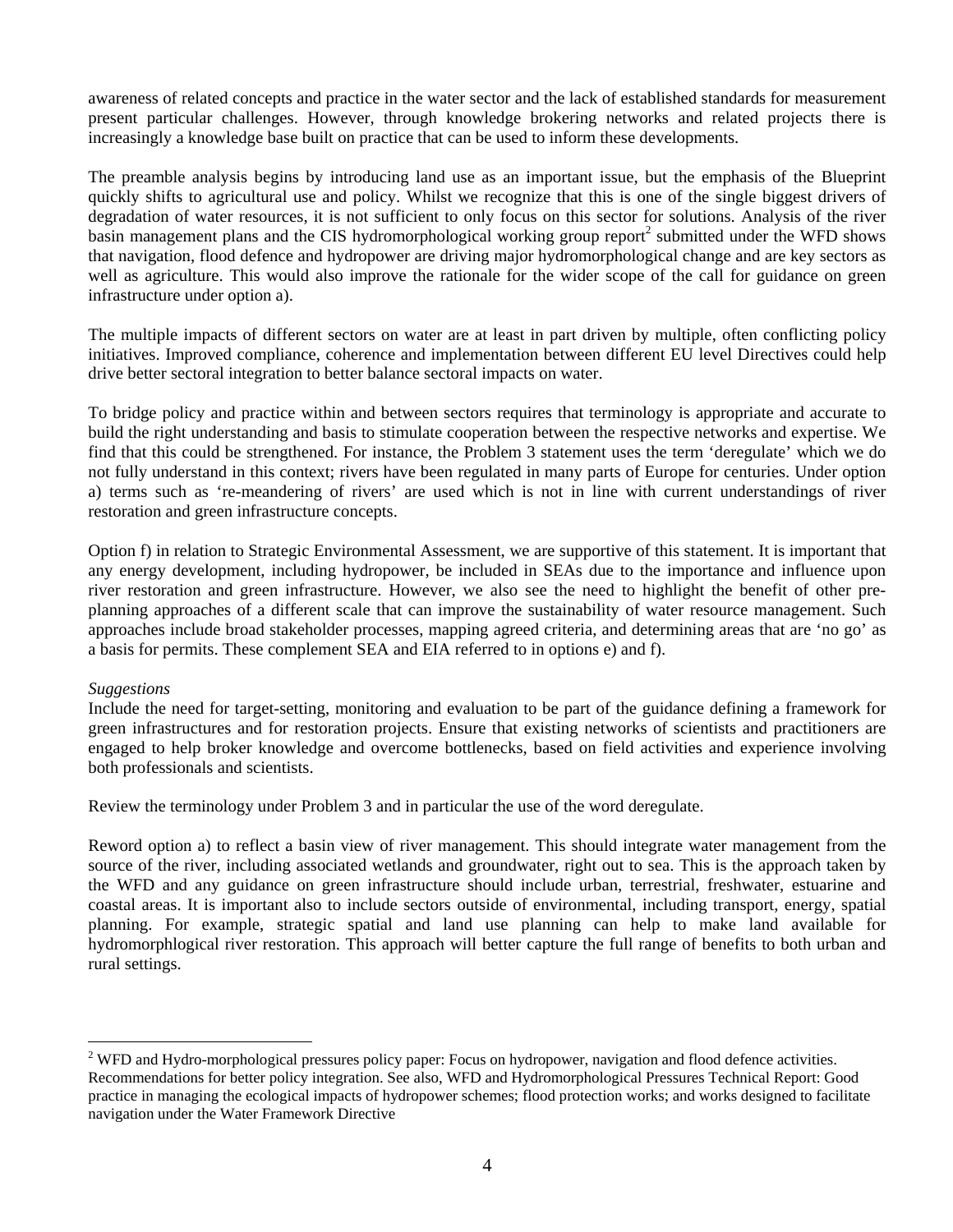awareness of related concepts and practice in the water sector and the lack of established standards for measurement present particular challenges. However, through knowledge brokering networks and related projects there is increasingly a knowledge base built on practice that can be used to inform these developments.

The preamble analysis begins by introducing land use as an important issue, but the emphasis of the Blueprint quickly shifts to agricultural use and policy. Whilst we recognize that this is one of the single biggest drivers of degradation of water resources, it is not sufficient to only focus on this sector for solutions. Analysis of the river basin management plans and the CIS hydromorphological working group report[2] submitted under the WFD shows that navigation, flood defence and hydropower are driving major hydromorphological change and are key sectors as well as agriculture. This would also improve the rationale for the wider scope of the call for guidance on green infrastructure under option a).

The multiple impacts of different sectors on water are at least in part driven by multiple, often conflicting policy initiatives. Improved compliance, coherence and implementation between different EU level Directives could help drive better sectoral integration to better balance sectoral impacts on water.

To bridge policy and practice within and between sectors requires that terminology is appropriate and accurate to build the right understanding and basis to stimulate cooperation between the respective networks and expertise. We find that this could be strengthened. For instance, the Problem 3 statement uses the term 'deregulate' which we do not fully understand in this context; rivers have been regulated in many parts of Europe for centuries. Under option a) terms such as 're-meandering of rivers' are used which is not in line with current understandings of river restoration and green infrastructure concepts.

Option f) in relation to Strategic Environmental Assessment, we are supportive of this statement. It is important that any energy development, including hydropower, be included in SEAs due to the importance and influence upon river restoration and green infrastructure. However, we also see the need to highlight the benefit of other pre-planning approaches of a different scale that can improve the sustainability of water resource management. Such approaches include broad stakeholder processes, mapping agreed criteria, and determining areas that are 'no go' as a basis for permits. These complement SEA and EIA referred to in options e) and f).

*Suggestions*

Include the need for target-setting, monitoring and evaluation to be part of the guidance defining a framework for green infrastructures and for restoration projects. Ensure that existing networks of scientists and practitioners are engaged to help broker knowledge and overcome bottlenecks, based on field activities and experience involving both professionals and scientists.

Review the terminology under Problem 3 and in particular the use of the word deregulate.

Reword option a) to reflect a basin view of river management. This should integrate water management from the source of the river, including associated wetlands and groundwater, right out to sea. This is the approach taken by the WFD and any guidance on green infrastructure should include urban, terrestrial, freshwater, estuarine and coastal areas. It is important also to include sectors outside of environmental, including transport, energy, spatial planning. For example, strategic spatial and land use planning can help to make land available for hydromorphlogical river restoration. This approach will better capture the full range of benefits to both urban and rural settings.

---

[2] WFD and Hydro-morphological pressures policy paper: Focus on hydropower, navigation and flood defence activities. Recommendations for better policy integration. See also, WFD and Hydromorphological Pressures Technical Report: Good practice in managing the ecological impacts of hydropower schemes; flood protection works; and works designed to facilitate navigation under the Water Framework Directive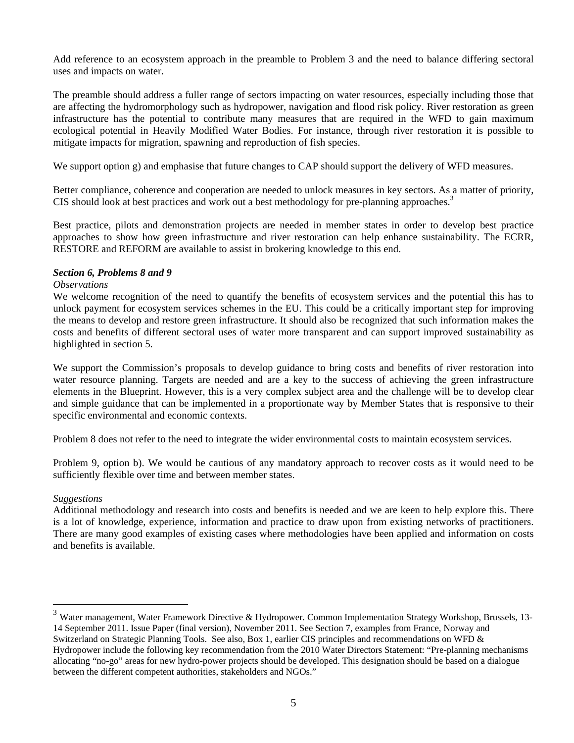Add reference to an ecosystem approach in the preamble to Problem 3 and the need to balance differing sectoral uses and impacts on water.

The preamble should address a fuller range of sectors impacting on water resources, especially including those that are affecting the hydromorphology such as hydropower, navigation and flood risk policy. River restoration as green infrastructure has the potential to contribute many measures that are required in the WFD to gain maximum ecological potential in Heavily Modified Water Bodies. For instance, through river restoration it is possible to mitigate impacts for migration, spawning and reproduction of fish species.

We support option g) and emphasise that future changes to CAP should support the delivery of WFD measures.

Better compliance, coherence and cooperation are needed to unlock measures in key sectors. As a matter of priority, CIS should look at best practices and work out a best methodology for pre-planning approaches.[3]

Best practice, pilots and demonstration projects are needed in member states in order to develop best practice approaches to show how green infrastructure and river restoration can help enhance sustainability. The ECRR, RESTORE and REFORM are available to assist in brokering knowledge to this end.

***Section 6, Problems 8 and 9***

*Observations*

We welcome recognition of the need to quantify the benefits of ecosystem services and the potential this has to unlock payment for ecosystem services schemes in the EU. This could be a critically important step for improving the means to develop and restore green infrastructure. It should also be recognized that such information makes the costs and benefits of different sectoral uses of water more transparent and can support improved sustainability as highlighted in section 5.

We support the Commission's proposals to develop guidance to bring costs and benefits of river restoration into water resource planning. Targets are needed and are a key to the success of achieving the green infrastructure elements in the Blueprint. However, this is a very complex subject area and the challenge will be to develop clear and simple guidance that can be implemented in a proportionate way by Member States that is responsive to their specific environmental and economic contexts.

Problem 8 does not refer to the need to integrate the wider environmental costs to maintain ecosystem services.

Problem 9, option b). We would be cautious of any mandatory approach to recover costs as it would need to be sufficiently flexible over time and between member states.

*Suggestions*

Additional methodology and research into costs and benefits is needed and we are keen to help explore this. There is a lot of knowledge, experience, information and practice to draw upon from existing networks of practitioners. There are many good examples of existing cases where methodologies have been applied and information on costs and benefits is available.

---

[3] Water management, Water Framework Directive & Hydropower. Common Implementation Strategy Workshop, Brussels, 13-14 September 2011. Issue Paper (final version), November 2011. See Section 7, examples from France, Norway and Switzerland on Strategic Planning Tools. See also, Box 1, earlier CIS principles and recommendations on WFD & Hydropower include the following key recommendation from the 2010 Water Directors Statement: "Pre-planning mechanisms allocating "no-go" areas for new hydro-power projects should be developed. This designation should be based on a dialogue between the different competent authorities, stakeholders and NGOs."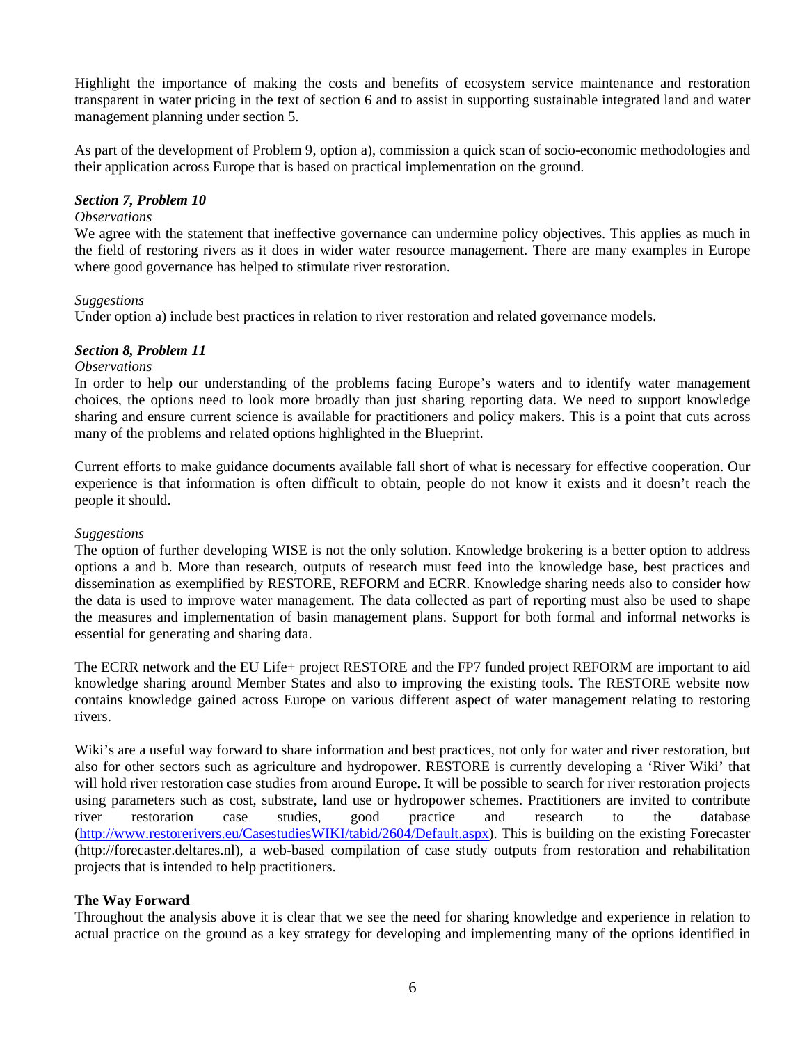Highlight the importance of making the costs and benefits of ecosystem service maintenance and restoration transparent in water pricing in the text of section 6 and to assist in supporting sustainable integrated land and water management planning under section 5.

As part of the development of Problem 9, option a), commission a quick scan of socio-economic methodologies and their application across Europe that is based on practical implementation on the ground.

***Section 7, Problem 10***

*Observations*

We agree with the statement that ineffective governance can undermine policy objectives. This applies as much in the field of restoring rivers as it does in wider water resource management. There are many examples in Europe where good governance has helped to stimulate river restoration.

*Suggestions*

Under option a) include best practices in relation to river restoration and related governance models.

***Section 8, Problem 11***

*Observations*

In order to help our understanding of the problems facing Europe's waters and to identify water management choices, the options need to look more broadly than just sharing reporting data. We need to support knowledge sharing and ensure current science is available for practitioners and policy makers. This is a point that cuts across many of the problems and related options highlighted in the Blueprint.

Current efforts to make guidance documents available fall short of what is necessary for effective cooperation. Our experience is that information is often difficult to obtain, people do not know it exists and it doesn't reach the people it should.

*Suggestions*

The option of further developing WISE is not the only solution. Knowledge brokering is a better option to address options a and b. More than research, outputs of research must feed into the knowledge base, best practices and dissemination as exemplified by RESTORE, REFORM and ECRR. Knowledge sharing needs also to consider how the data is used to improve water management. The data collected as part of reporting must also be used to shape the measures and implementation of basin management plans. Support for both formal and informal networks is essential for generating and sharing data.

The ECRR network and the EU Life+ project RESTORE and the FP7 funded project REFORM are important to aid knowledge sharing around Member States and also to improving the existing tools. The RESTORE website now contains knowledge gained across Europe on various different aspect of water management relating to restoring rivers.

Wiki's are a useful way forward to share information and best practices, not only for water and river restoration, but also for other sectors such as agriculture and hydropower. RESTORE is currently developing a 'River Wiki' that will hold river restoration case studies from around Europe. It will be possible to search for river restoration projects using parameters such as cost, substrate, land use or hydropower schemes. Practitioners are invited to contribute river restoration case studies, good practice and research to the database (http://www.restorerivers.eu/CasestudiesWIKI/tabid/2604/Default.aspx). This is building on the existing Forecaster (http://forecaster.deltares.nl), a web-based compilation of case study outputs from restoration and rehabilitation projects that is intended to help practitioners.

**The Way Forward**

Throughout the analysis above it is clear that we see the need for sharing knowledge and experience in relation to actual practice on the ground as a key strategy for developing and implementing many of the options identified in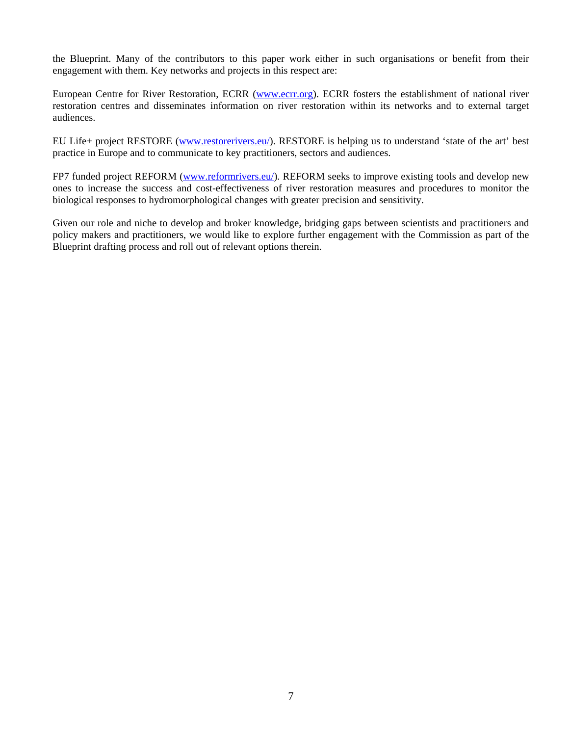the Blueprint. Many of the contributors to this paper work either in such organisations or benefit from their engagement with them. Key networks and projects in this respect are:

European Centre for River Restoration, ECRR (www.ecrr.org). ECRR fosters the establishment of national river restoration centres and disseminates information on river restoration within its networks and to external target audiences.

EU Life+ project RESTORE (www.restorerivers.eu/). RESTORE is helping us to understand 'state of the art' best practice in Europe and to communicate to key practitioners, sectors and audiences.

FP7 funded project REFORM (www.reformrivers.eu/). REFORM seeks to improve existing tools and develop new ones to increase the success and cost-effectiveness of river restoration measures and procedures to monitor the biological responses to hydromorphological changes with greater precision and sensitivity.

Given our role and niche to develop and broker knowledge, bridging gaps between scientists and practitioners and policy makers and practitioners, we would like to explore further engagement with the Commission as part of the Blueprint drafting process and roll out of relevant options therein.